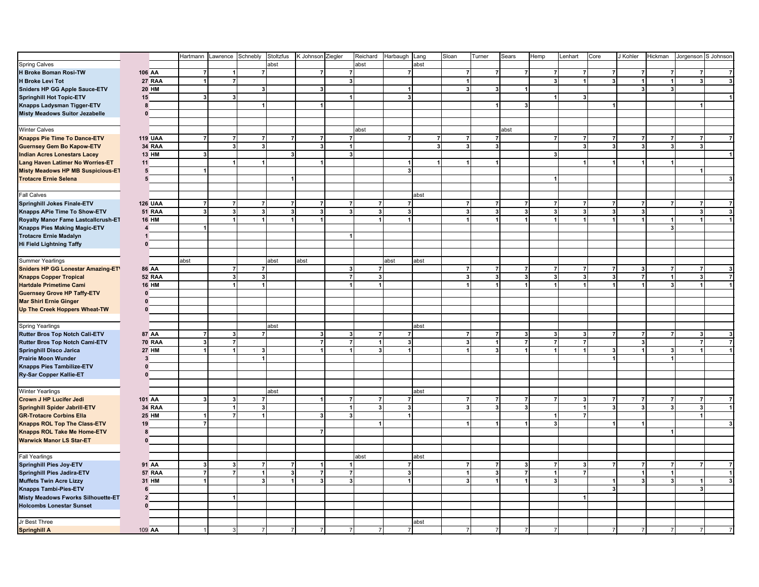| | | | Hartmann | Lawrence | Schnebly | Stoltzfus | K Johnson | Ziegler | Reichard | Harbaugh | Lang | Sloan | Turner | Sears | Hemp | Lenhart | Core | J Kohler | Hickman | Jorgenson | S Johnson |
|---|---|---|---|---|---|---|---|---|---|---|---|---|---|---|---|---|---|---|---|---|---|
| Spring Calves | | | | | | abst | | | abst | | abst | | | | | | | | | | |
| **H Broke Boman Rosi-TW** | **106** | **AA** | 7 | 1 | 7 | | 7 | 7 | | 7 | | 7 | 7 | 7 | 7 | 7 | 7 | 7 | 7 | 7 | 7 |
| **H Broke Levi Tot** | **27** | **RAA** | 1 | 7 | | | | 3 | | | | 1 | | | 3 | 1 | 3 | 1 | 1 | 3 | 3 |
| **Sniders HP GG Apple Sauce-ETV** | **20** | **HM** | | | 3 | | 3 | | | 1 | | 3 | 3 | 1 | | | | 3 | 3 | | |
| **Springhill Hot Topic-ETV** | **15** | | 3 | 3 | | | | 1 | | 3 | | | | | 1 | 3 | | | | | 1 |
| **Knapps Ladysman Tigger-ETV** | **8** | | | | 1 | | 1 | | | | | | 1 | 3 | | | 1 | | | 1 | |
| **Misty Meadows Suitor Jezabelle** | **0** | | | | | | | | | | | | | | | | | | | | |
| | | | | | | | | | | | | | | | | | | | | | |
| Winter Calves | | | | | | | | | abst | | | | | abst | | | | | | | |
| **Knapps Pie Time To Dance-ETV** | **119** | **UAA** | 7 | 7 | 7 | 7 | 7 | 7 | | 7 | 7 | 7 | 7 | | 7 | 7 | 7 | 7 | 7 | 7 | 7 |
| **Guernsey Gem Bo Kapow-ETV** | **34** | **RAA** | | 3 | 3 | | 3 | 1 | | | 3 | 3 | 3 | | | 3 | 3 | 3 | 3 | 3 | |
| **Indian Acres Lonestars Lacey** | **13** | **HM** | 3 | | | 3 | | 3 | | | | | | | 3 | | | | | | 1 |
| **Lang Haven Latimer No Worries-ET** | **11** | | | 1 | 1 | | 1 | | | 1 | 1 | 1 | 1 | | | 1 | 1 | 1 | 1 | | |
| **Misty Meadows HP MB Suspicious-ET** | **5** | | 1 | | | | | | | 3 | | | | | | | | | | 1 | |
| **Trotacre Ernie Selena** | **5** | | | | | 1 | | | | | | | | | 1 | | | | | | 3 |
| | | | | | | | | | | | | | | | | | | | | | |
| Fall Calves | | | | | | | | | | | abst | | | | | | | | | | |
| **Springhill Jokes Finale-ETV** | **126** | **UAA** | 7 | 7 | 7 | 7 | 7 | 7 | 7 | 7 | | 7 | 7 | 7 | 7 | 7 | 7 | 7 | 7 | 7 | 7 |
| **Knapps APie Time To Show-ETV** | **51** | **RAA** | 3 | 3 | 3 | 3 | 3 | 3 | 3 | 3 | | 3 | 3 | 3 | 3 | 3 | 3 | 3 | | 3 | 3 |
| **Royalty Manor Fame Lastcallcrush-ET** | **16** | **HM** | | 1 | 1 | 1 | 1 | | 1 | 1 | | 1 | 1 | 1 | 1 | 1 | 1 | 1 | 1 | 1 | 1 |
| **Knapps Pies Making Magic-ETV** | **4** | | 1 | | | | | | | | | | | | | | | | 3 | | |
| **Trotacre Ernie Madalyn** | **1** | | | | | | | 1 | | | | | | | | | | | | | |
| **Hi Field Lightning Taffy** | **0** | | | | | | | | | | | | | | | | | | | | |
| | | | | | | | | | | | | | | | | | | | | | |
| Summer Yearlings | | | abst | | | abst | abst | | | abst | abst | | | | | | | | | | |
| **Sniders HP GG Lonestar Amazing-ET** | **86** | **AA** | | 7 | 7 | | | 3 | 7 | | | 7 | 7 | 7 | 7 | 7 | 7 | 3 | 7 | 7 | 3 |
| **Knapps Copper Tropical** | **52** | **RAA** | | 3 | 3 | | | 7 | 3 | | | 3 | 3 | 3 | 3 | 3 | 3 | 7 | 1 | 3 | 7 |
| **Hartdale Primetime Cami** | **16** | **HM** | | 1 | 1 | | | 1 | 1 | | | 1 | 1 | 1 | 1 | 1 | 1 | 1 | 3 | 1 | 1 |
| **Guernsey Grove HP Taffy-ETV** | **0** | | | | | | | | | | | | | | | | | | | | |
| **Mar Shirl Ernie Ginger** | **0** | | | | | | | | | | | | | | | | | | | | |
| **Up The Creek Hoppers Wheat-TW** | **0** | | | | | | | | | | | | | | | | | | | | |
| | | | | | | | | | | | | | | | | | | | | | |
| Spring Yearlings | | | | | | abst | | | | | abst | | | | | | | | | | |
| **Rutter Bros Top Notch Cali-ETV** | **87** | **AA** | 7 | 3 | 7 | | 3 | 3 | 7 | 7 | | 7 | 7 | 3 | 3 | 3 | 7 | 7 | 7 | 3 | 3 |
| **Rutter Bros Top Notch Cami-ETV** | **70** | **RAA** | 3 | 7 | | | 7 | 7 | 1 | 3 | | 3 | 1 | 7 | 7 | 7 | | 3 | | 7 | 7 |
| **Springhill Disco Jarica** | **27** | **HM** | 1 | 1 | 3 | | 1 | 1 | 3 | 1 | | 1 | 3 | 1 | 1 | 1 | 3 | 1 | 3 | 1 | 1 |
| **Prairie Moon Wunder** | **3** | | | | 1 | | | | | | | | | | | | 1 | | 1 | | |
| **Knapps Pies Tambilize-ETV** | **0** | | | | | | | | | | | | | | | | | | | | |
| **Ry-Sar Copper Kallie-ET** | **0** | | | | | | | | | | | | | | | | | | | | |
| | | | | | | | | | | | | | | | | | | | | | |
| Winter Yearlings | | | | | | abst | | | | | abst | | | | | | | | | | |
| **Crown J HP Lucifer Jedi** | **101** | **AA** | 3 | 3 | 7 | | 1 | 7 | 7 | 7 | | 7 | 7 | 7 | 7 | 3 | 7 | 7 | 7 | 7 | 7 |
| **Springhill Spider Jabrill-ETV** | **34** | **RAA** | | 1 | 3 | | | 1 | 3 | 3 | | 3 | 3 | 3 | | 1 | 3 | 3 | 3 | 3 | 1 |
| **GR-Trotacre Corbins Ella** | **25** | **HM** | 1 | 7 | 1 | | 3 | 3 | | 1 | | | | | 1 | 7 | | | | 1 | |
| **Knapps ROL Top The Class-ETV** | **19** | | 7 | | | | | | 1 | | | 1 | 1 | 1 | 3 | | 1 | 1 | | | 3 |
| **Knapps ROL Take Me Home-ETV** | **8** | | | | | | 7 | | | | | | | | | | | | 1 | | |
| **Warwick Manor LS Star-ET** | **0** | | | | | | | | | | | | | | | | | | | | |
| | | | | | | | | | | | | | | | | | | | | | |
| Fall Yearlings | | | | | | | | | abst | | abst | | | | | | | | | | |
| **Springhill Pies Joy-ETV** | **91** | **AA** | 3 | 3 | 7 | 7 | 1 | 1 | | 7 | | 7 | 7 | 3 | 7 | 3 | 7 | 7 | 7 | 7 | 7 |
| **Springhill Pies Jadira-ETV** | **57** | **RAA** | 7 | 7 | 1 | 3 | 7 | 7 | | 3 | | 1 | 3 | 7 | 1 | 7 | | 1 | 1 | | 1 |
| **Muffets Twin Acre Lizzy** | **31** | **HM** | 1 | | 3 | 1 | 3 | 3 | | 1 | | 3 | 1 | 1 | 3 | | 1 | 3 | 3 | 1 | 3 |
| **Knapps Tambi-Pies-ETV** | **6** | | | | | | | | | | | | | | | | 3 | | | 3 | |
| **Misty Meadows Fworks Silhouette-ET** | **2** | | | 1 | | | | | | | | | | | | 1 | | | | | |
| **Holcombs Lonestar Sunset** | **0** | | | | | | | | | | | | | | | | | | | | |
| | | | | | | | | | | | | | | | | | | | | | |
| Jr Best Three | | | | | | | | | | | abst | | | | | | | | | | |
| **Springhill A** | 109 | **AA** | 1 | 3 | 7 | 7 | 7 | 7 | 7 | 7 | | 7 | 7 | 7 | 7 | | 7 | 7 | 7 | 7 | 7 |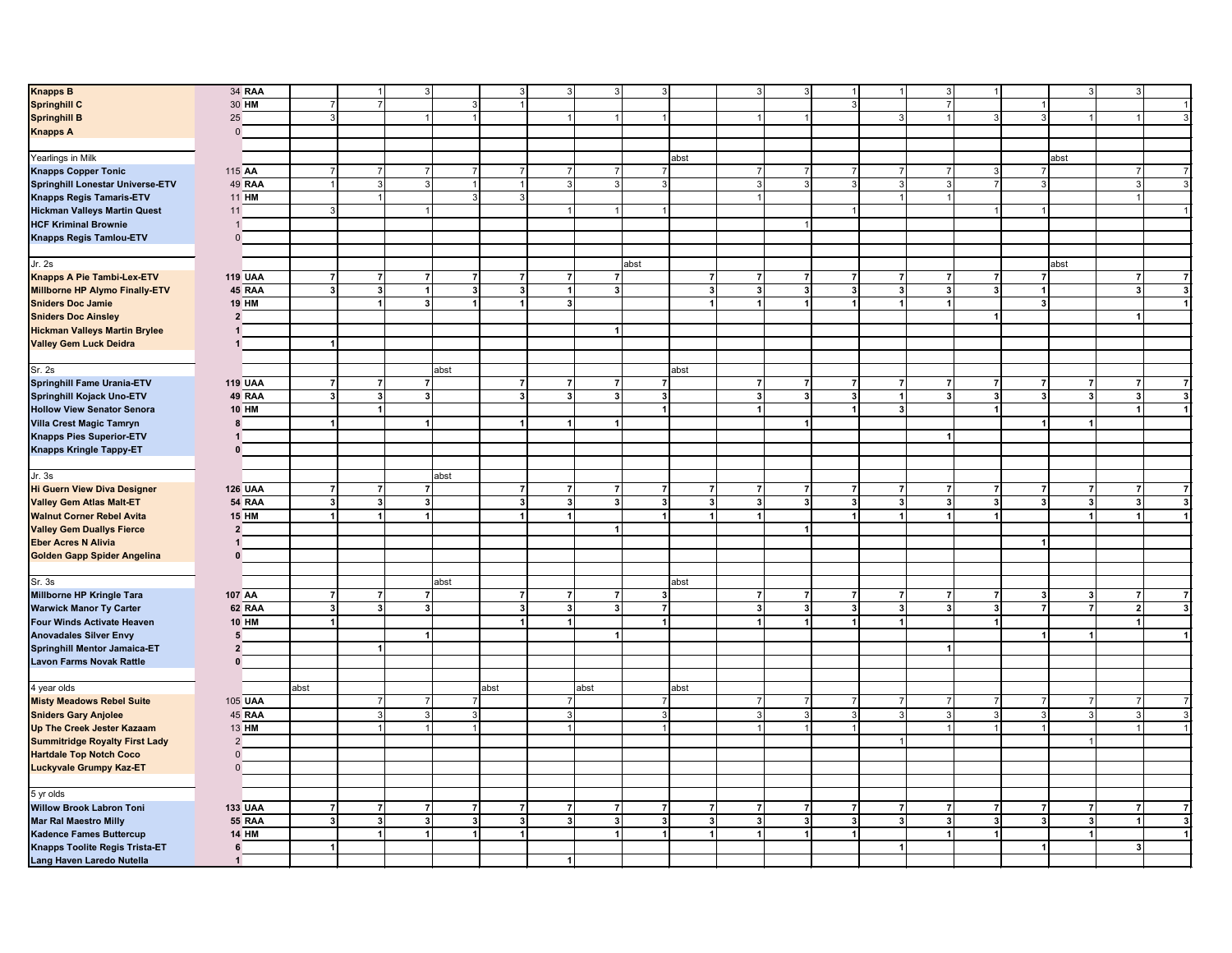| | | | | | | | | | | | | | | | | | | | | | |
|---|---|---|---|---|---|---|---|---|---|---|---|---|---|---|---|---|---|---|---|---|---|
| **Knapps B** | 34 | **RAA** | | 1 | 3 | | 3 | 3 | 3 | 3 | | 3 | 3 | 1 | 1 | 3 | 1 | | 3 | 3 | |
| **Springhill C** | 30 | **HM** | 7 | 7 | | 3 | 1 | | | | | | | 3 | | 7 | | 1 | | | 1 |
| **Springhill B** | 25 | | 3 | | 1 | 1 | | 1 | 1 | 1 | | 1 | 1 | | 3 | 1 | 3 | 3 | 1 | 1 | 3 |
| **Knapps A** | 0 | | | | | | | | | | | | | | | | | | | | |
| | | | | | | | | | | | | | | | | | | | | | |
| Yearlings in Milk | | | | | | | | | | | abst | | | | | | | | abst | | |
| **Knapps Copper Tonic** | 115 | **AA** | 7 | 7 | 7 | 7 | 7 | 7 | 7 | 7 | | 7 | 7 | 7 | 7 | 7 | 3 | 7 | | 7 | 7 |
| **Springhill Lonestar Universe-ETV** | 49 | **RAA** | 1 | 3 | 3 | 1 | 1 | 3 | 3 | 3 | | 3 | 3 | 3 | 3 | 3 | 7 | 3 | | 3 | 3 |
| **Knapps Regis Tamaris-ETV** | 11 | **HM** | | 1 | | 3 | 3 | | | | | 1 | | | 1 | 1 | | | | 1 | |
| **Hickman Valleys Martin Quest** | 11 | | 3 | | 1 | | | 1 | 1 | 1 | | | | 1 | | | 1 | 1 | | | 1 |
| **HCF Kriminal Brownie** | 1 | | | | | | | | | | | | 1 | | | | | | | | |
| **Knapps Regis Tamlou-ETV** | 0 | | | | | | | | | | | | | | | | | | | | |
| | | | | | | | | | | | | | | | | | | | | | |
| Jr. 2s | | | | | | | | | | abst | | | | | | | | | abst | | |
| **Knapps A Pie Tambi-Lex-ETV** | **119** | **UAA** | **7** | **7** | **7** | **7** | **7** | **7** | **7** | | **7** | **7** | **7** | **7** | **7** | **7** | **7** | **7** | | **7** | **7** |
| **Millborne HP Alymo Finally-ETV** | **45** | **RAA** | **3** | **3** | **1** | **3** | **3** | **1** | **3** | | **3** | **3** | **3** | **3** | **3** | **3** | **3** | **1** | | **3** | **3** |
| **Sniders Doc Jamie** | **19** | **HM** | | **1** | **3** | **1** | **1** | **3** | | | **1** | **1** | **1** | **1** | **1** | **1** | | **3** | | | **1** |
| **Sniders Doc Ainsley** | **2** | | | | | | | | | | | | | | | | **1** | | | **1** | |
| **Hickman Valleys Martin Brylee** | **1** | | | | | | | | **1** | | | | | | | | | | | | |
| **Valley Gem Luck Deidra** | **1** | | **1** | | | | | | | | | | | | | | | | | | |
| | | | | | | | | | | | | | | | | | | | | | |
| Sr. 2s | | | | | | abst | | | | | abst | | | | | | | | | | |
| **Springhill Fame Urania-ETV** | **119** | **UAA** | **7** | **7** | **7** | | **7** | **7** | **7** | **7** | | **7** | **7** | **7** | **7** | **7** | **7** | **7** | **7** | **7** | **7** |
| **Springhill Kojack Uno-ETV** | **49** | **RAA** | **3** | **3** | **3** | | **3** | **3** | **3** | **3** | | **3** | **3** | **3** | **1** | **3** | **3** | **3** | **3** | **3** | **3** |
| **Hollow View Senator Senora** | **10** | **HM** | | **1** | | | | | | **1** | | **1** | | **1** | **3** | | **1** | | | **1** | **1** |
| **Villa Crest Magic Tamryn** | **8** | | **1** | | **1** | | **1** | **1** | **1** | | | | **1** | | | | | **1** | **1** | | |
| **Knapps Pies Superior-ETV** | **1** | | | | | | | | | | | | | | | **1** | | | | | |
| **Knapps Kringle Tappy-ET** | **0** | | | | | | | | | | | | | | | | | | | | |
| | | | | | | | | | | | | | | | | | | | | | |
| Jr. 3s | | | | | | abst | | | | | | | | | | | | | | | |
| **Hi Guern View Diva Designer** | **126** | **UAA** | **7** | **7** | **7** | | **7** | **7** | **7** | **7** | **7** | **7** | **7** | **7** | **7** | **7** | **7** | **7** | **7** | **7** | **7** |
| **Valley Gem Atlas Malt-ET** | **54** | **RAA** | **3** | **3** | **3** | | **3** | **3** | **3** | **3** | **3** | **3** | **3** | **3** | **3** | **3** | **3** | **3** | **3** | **3** | **3** |
| **Walnut Corner Rebel Avita** | **15** | **HM** | **1** | **1** | **1** | | **1** | **1** | | **1** | **1** | **1** | | **1** | **1** | **1** | **1** | | **1** | **1** | **1** |
| **Valley Gem Duallys Fierce** | **2** | | | | | | | | **1** | | | | **1** | | | | | | | | |
| **Eber Acres N Alivia** | **1** | | | | | | | | | | | | | | | | | **1** | | | |
| **Golden Gapp Spider Angelina** | **0** | | | | | | | | | | | | | | | | | | | | |
| | | | | | | | | | | | | | | | | | | | | | |
| Sr. 3s | | | | | | abst | | | | | abst | | | | | | | | | | |
| **Millborne HP Kringle Tara** | **107** | **AA** | **7** | **7** | **7** | | **7** | **7** | **7** | **3** | | **7** | **7** | **7** | **7** | **7** | **7** | **3** | **3** | **7** | **7** |
| **Warwick Manor Ty Carter** | **62** | **RAA** | **3** | **3** | **3** | | **3** | **3** | **3** | **7** | | **3** | **3** | **3** | **3** | **3** | **3** | **7** | **7** | **2** | **3** |
| **Four Winds Activate Heaven** | **10** | **HM** | **1** | | | | **1** | **1** | | **1** | | **1** | **1** | **1** | **1** | | **1** | | | **1** | |
| **Anovadales Silver Envy** | **5** | | | | **1** | | | | **1** | | | | | | | | | **1** | **1** | | **1** |
| **Springhill Mentor Jamaica-ET** | **2** | | | **1** | | | | | | | | | | | | **1** | | | | | |
| **Lavon Farms Novak Rattle** | **0** | | | | | | | | | | | | | | | | | | | | |
| | | | | | | | | | | | | | | | | | | | | | |
| 4 year olds | | | abst | | | | abst | | abst | | abst | | | | | | | | | | |
| **Misty Meadows Rebel Suite** | 105 | **UAA** | | 7 | 7 | 7 | | 7 | | 7 | | 7 | 7 | 7 | 7 | 7 | 7 | 7 | 7 | 7 | 7 |
| **Sniders Gary Anjolee** | 45 | **RAA** | | 3 | 3 | 3 | | 3 | | 3 | | 3 | 3 | 3 | 3 | 3 | 3 | 3 | 3 | 3 | 3 |
| **Up The Creek Jester Kazaam** | 13 | **HM** | | 1 | 1 | 1 | | 1 | | 1 | | 1 | 1 | 1 | | 1 | 1 | 1 | | 1 | 1 |
| **Summitridge Royalty First Lady** | 2 | | | | | | | | | | | | | | 1 | | | | 1 | | |
| **Hartdale Top Notch Coco** | 0 | | | | | | | | | | | | | | | | | | | | |
| **Luckyvale Grumpy Kaz-ET** | 0 | | | | | | | | | | | | | | | | | | | | |
| | | | | | | | | | | | | | | | | | | | | | |
| 5 yr olds | | | | | | | | | | | | | | | | | | | | | |
| **Willow Brook Labron Toni** | **133** | **UAA** | **7** | **7** | **7** | **7** | **7** | **7** | **7** | **7** | **7** | **7** | **7** | **7** | **7** | **7** | **7** | **7** | **7** | **7** | **7** |
| **Mar Ral Maestro Milly** | **55** | **RAA** | **3** | **3** | **3** | **3** | **3** | **3** | **3** | **3** | **3** | **3** | **3** | **3** | **3** | **3** | **3** | **3** | **3** | **1** | **3** |
| **Kadence Fames Buttercup** | **14** | **HM** | | **1** | **1** | **1** | **1** | | **1** | **1** | **1** | **1** | **1** | **1** | | **1** | **1** | | **1** | | **1** |
| **Knapps Toolite Regis Trista-ET** | **6** | | **1** | | | | | | | | | | | | **1** | | | **1** | | **3** | |
| **Lang Haven Laredo Nutella** | **1** | | | | | | | **1** | | | | | | | | | | | | | |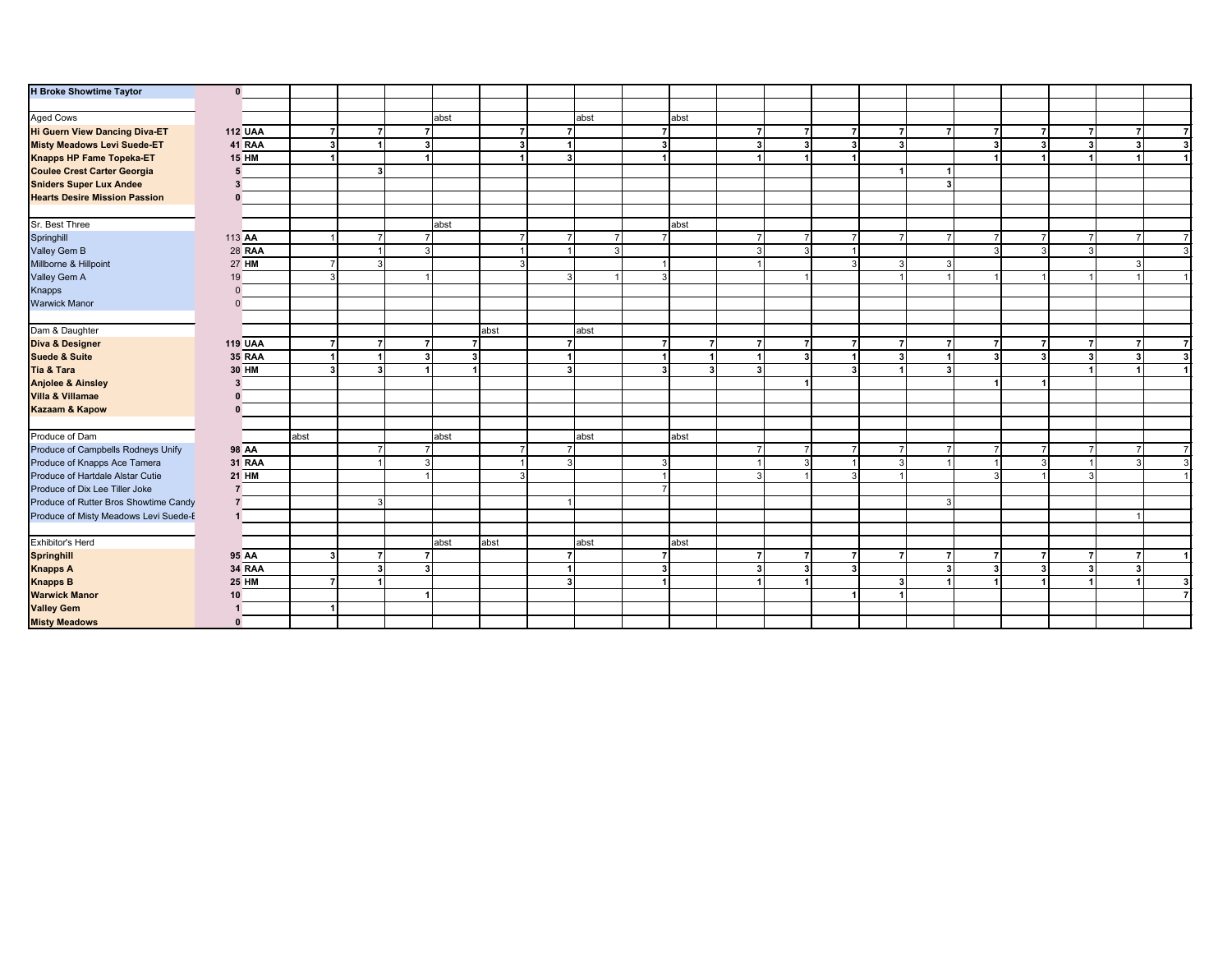| | | | | | | | | | | | | | | | | | | | | | |
|---|---|---|---|---|---|---|---|---|---|---|---|---|---|---|---|---|---|---|---|---|---|
| **H Broke Showtime Taytor** | **0** | | | | | | | | | | | | | | | | | | | | |
| | | | | | | | | | | | | | | | | | | | | | |
| Aged Cows | | | | | | abst | | | abst | | abst | | | | | | | | | | |
| **Hi Guern View Dancing Diva-ET** | **112** | **UAA** | **7** | **7** | **7** | | **7** | **7** | | **7** | | **7** | **7** | **7** | **7** | **7** | **7** | **7** | **7** | **7** | **7** |
| **Misty Meadows Levi Suede-ET** | **41** | **RAA** | **3** | **1** | **3** | | **3** | **1** | | **3** | | **3** | **3** | **3** | **3** | | **3** | **3** | **3** | **3** | **3** |
| **Knapps HP Fame Topeka-ET** | **15** | **HM** | **1** | | **1** | | **1** | **3** | | **1** | | **1** | **1** | **1** | | | **1** | **1** | **1** | **1** | **1** |
| **Coulee Crest Carter Georgia** | **5** | | | **3** | | | | | | | | | | | **1** | **1** | | | | | |
| **Sniders Super Lux Andee** | **3** | | | | | | | | | | | | | | | **3** | | | | | |
| **Hearts Desire Mission Passion** | **0** | | | | | | | | | | | | | | | | | | | | |
| | | | | | | | | | | | | | | | | | | | | | |
| Sr. Best Three | | | | | | abst | | | | | abst | | | | | | | | | | |
| Springhill | 113 | **AA** | 1 | 7 | 7 | | 7 | 7 | 7 | 7 | | 7 | 7 | 7 | 7 | 7 | 7 | 7 | 7 | 7 | 7 |
| Valley Gem B | 28 | **RAA** | | 1 | 3 | | 1 | 1 | 3 | | | 3 | 3 | 1 | | | 3 | 3 | 3 | | 3 |
| Millborne & Hillpoint | 27 | **HM** | 7 | 3 | | | 3 | | | 1 | | 1 | | 3 | 3 | 3 | | | | 3 | |
| Valley Gem A | 19 | | 3 | | 1 | | | 3 | 1 | 3 | | | 1 | | 1 | 1 | 1 | 1 | 1 | 1 | 1 |
| Knapps | 0 | | | | | | | | | | | | | | | | | | | | |
| Warwick Manor | 0 | | | | | | | | | | | | | | | | | | | | |
| | | | | | | | | | | | | | | | | | | | | | |
| Dam & Daughter | | | | | | | abst | | abst | | | | | | | | | | | | |
| **Diva & Designer** | **119** | **UAA** | **7** | **7** | **7** | **7** | | **7** | | **7** | **7** | **7** | **7** | **7** | **7** | **7** | **7** | **7** | **7** | **7** | **7** |
| **Suede & Suite** | **35** | **RAA** | **1** | **1** | **3** | **3** | | **1** | | **1** | **1** | **1** | **3** | **1** | **3** | **1** | **3** | **3** | **3** | **3** | **3** |
| **Tia & Tara** | **30** | **HM** | **3** | **3** | **1** | **1** | | **3** | | **3** | **3** | **3** | | **3** | **1** | **3** | | | **1** | **1** | **1** |
| **Anjolee & Ainsley** | **3** | | | | | | | | | | | | **1** | | | | **1** | **1** | | | |
| **Villa & Villamae** | **0** | | | | | | | | | | | | | | | | | | | | |
| **Kazaam & Kapow** | **0** | | | | | | | | | | | | | | | | | | | | |
| | | | | | | | | | | | | | | | | | | | | | |
| Produce of Dam | | | abst | | | abst | | | abst | | abst | | | | | | | | | | |
| Produce of Campbells Rodneys Unify | **98** | **AA** | | 7 | 7 | | 7 | 7 | | | | 7 | 7 | 7 | 7 | 7 | 7 | 7 | 7 | 7 | 7 |
| Produce of Knapps Ace Tamera | **31** | **RAA** | | 1 | 3 | | 1 | 3 | | 3 | | 1 | 3 | 1 | 3 | 1 | 1 | 3 | 1 | 3 | 3 |
| Produce of Hartdale Alstar Cutie | **21** | **HM** | | | 1 | | 3 | | | 1 | | 3 | 1 | 3 | 1 | | 3 | 1 | 3 | | 1 |
| Produce of Dix Lee Tiller Joke | **7** | | | | | | | | | 7 | | | | | | | | | | | |
| Produce of Rutter Bros Showtime Candy | **7** | | | 3 | | | | 1 | | | | | | | | 3 | | | | | |
| Produce of Misty Meadows Levi Suede-E | **1** | | | | | | | | | | | | | | | | | | | 1 | |
| | | | | | | | | | | | | | | | | | | | | | |
| Exhibitor's Herd | | | | | | abst | abst | | abst | | abst | | | | | | | | | | |
| **Springhill** | **95** | **AA** | **3** | **7** | **7** | | | **7** | | **7** | | **7** | **7** | **7** | **7** | **7** | **7** | **7** | **7** | **7** | **1** |
| **Knapps A** | **34** | **RAA** | | **3** | **3** | | | **1** | | **3** | | **3** | **3** | **3** | | **3** | **3** | **3** | **3** | **3** | |
| **Knapps B** | **25** | **HM** | **7** | **1** | | | | **3** | | **1** | | **1** | **1** | | **3** | **1** | **1** | **1** | **1** | **1** | **3** |
| **Warwick Manor** | **10** | | | | **1** | | | | | | | | | **1** | **1** | | | | | | **7** |
| **Valley Gem** | **1** | | **1** | | | | | | | | | | | | | | | | | | |
| **Misty Meadows** | **0** | | | | | | | | | | | | | | | | | | | | |